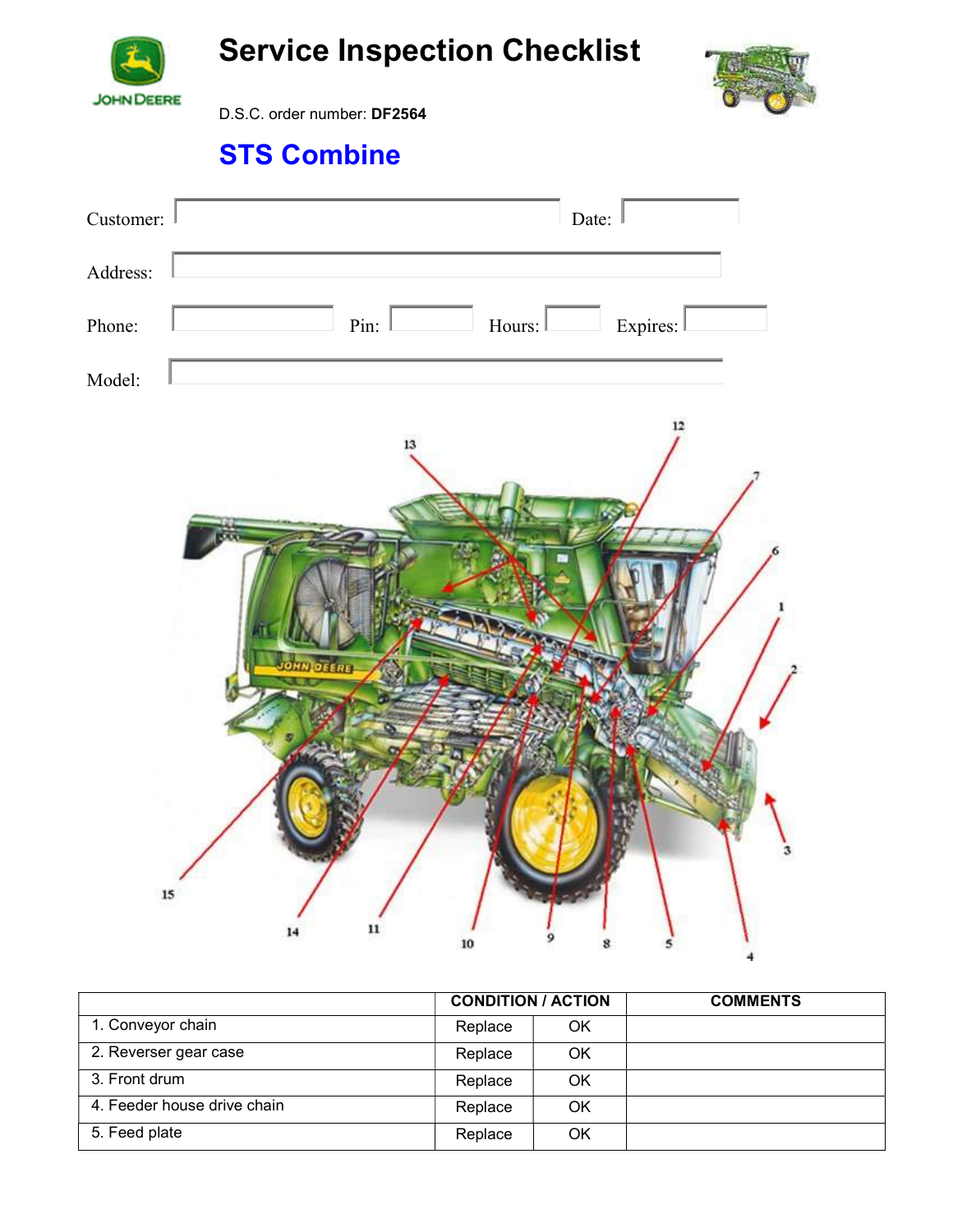# Service Inspection Checklist

D.S.C. order number: **DF2564**

## STS Combine

Customer: Date:

Address:

Phone: Pin: Hours: Expires:

Model:

| | CONDITION / ACTION | | COMMENTS |
|---|---|---|---|
| 1. Conveyor chain | Replace | OK | |
| 2. Reverser gear case | Replace | OK | |
| 3. Front drum | Replace | OK | |
| 4. Feeder house drive chain | Replace | OK | |
| 5. Feed plate | Replace | OK | |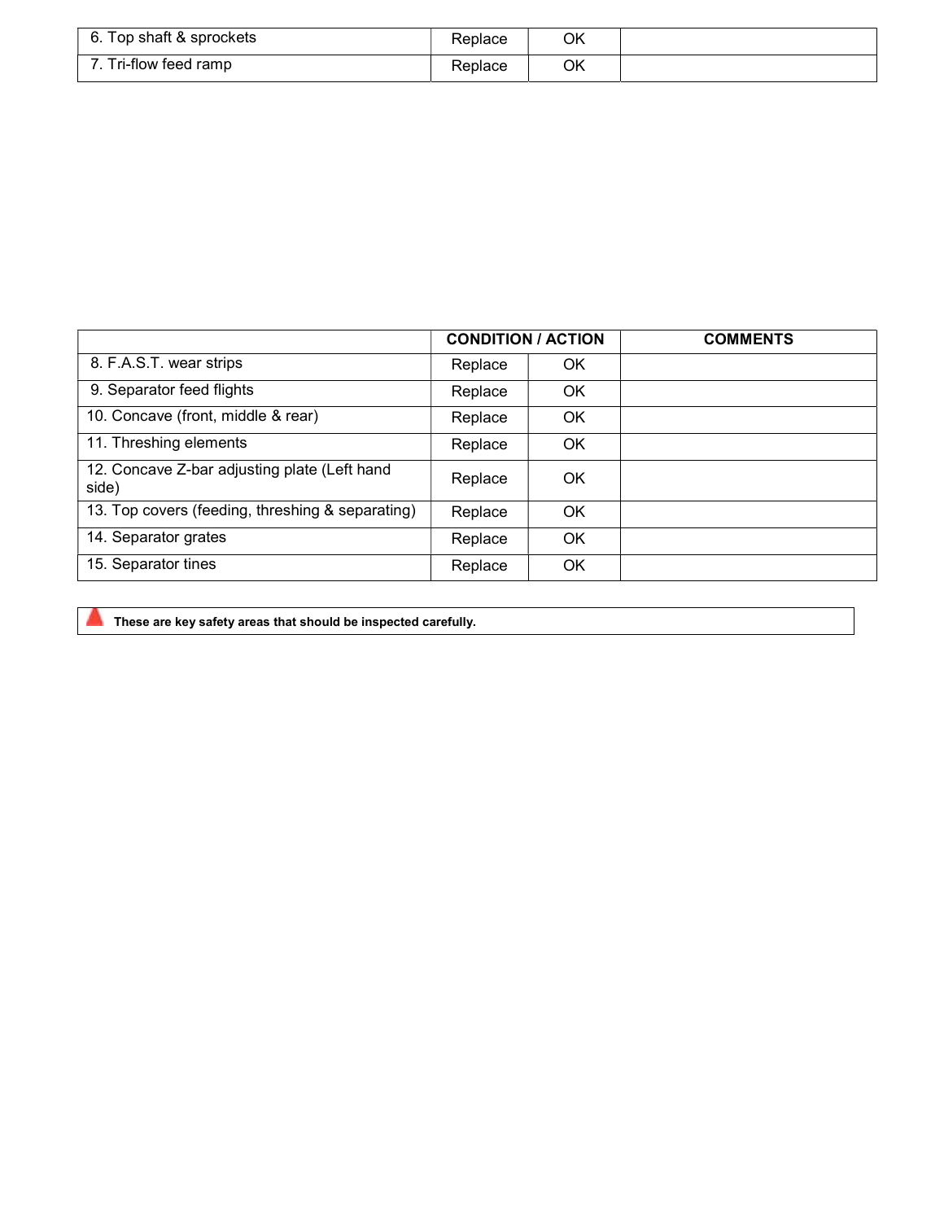| | | | |
|---|---|---|---|
| 6. Top shaft & sprockets | Replace | OK | |
| 7. Tri-flow feed ramp | Replace | OK | |

| | CONDITION / ACTION | | COMMENTS |
|---|---|---|---|
| 8. F.A.S.T. wear strips | Replace | OK | |
| 9. Separator feed flights | Replace | OK | |
| 10. Concave (front, middle & rear) | Replace | OK | |
| 11. Threshing elements | Replace | OK | |
| 12. Concave Z-bar adjusting plate (Left hand side) | Replace | OK | |
| 13. Top covers (feeding, threshing & separating) | Replace | OK | |
| 14. Separator grates | Replace | OK | |
| 15. Separator tines | Replace | OK | |

**These are key safety areas that should be inspected carefully.**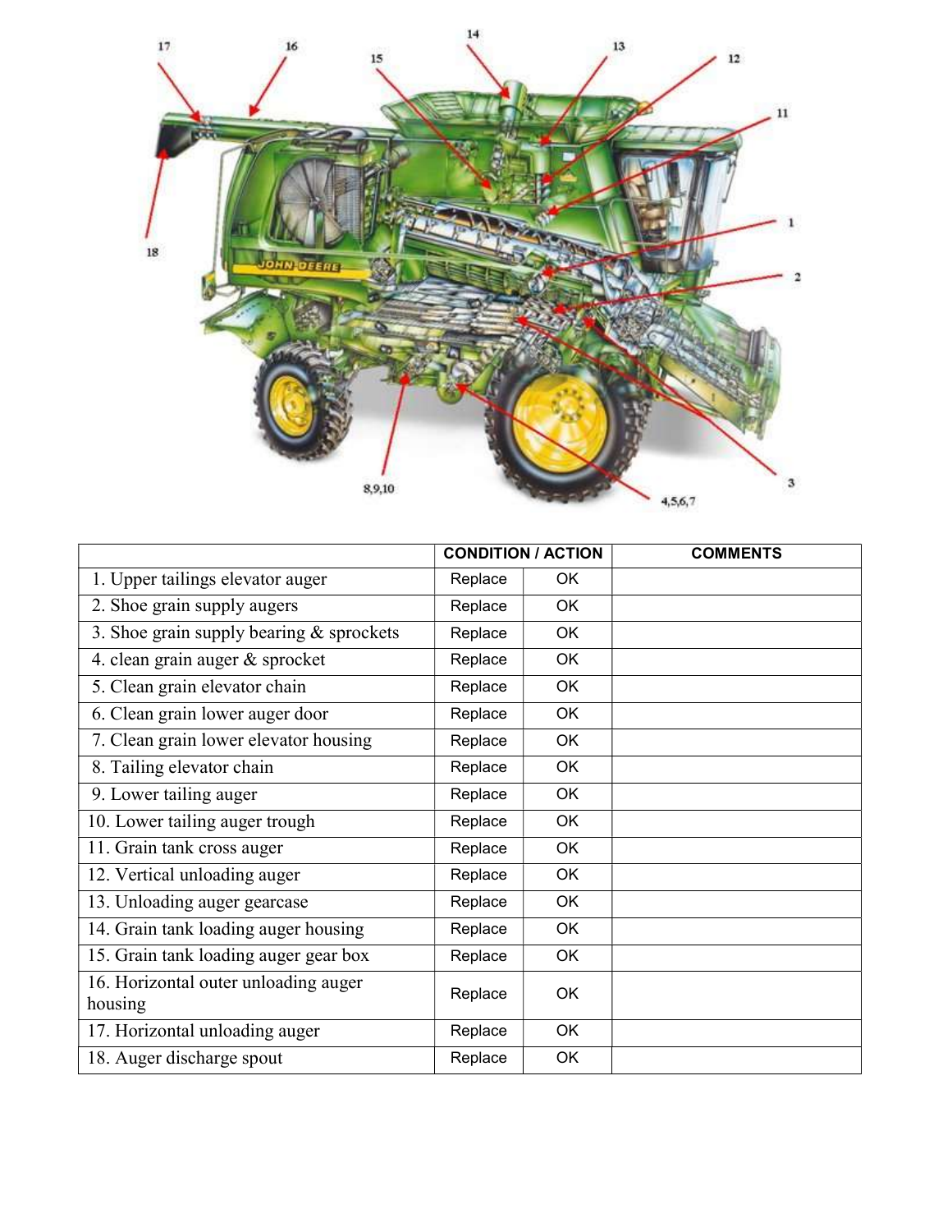| | CONDITION / ACTION | | COMMENTS |
|---|---|---|---|
| 1. Upper tailings elevator auger | Replace | OK | |
| 2. Shoe grain supply augers | Replace | OK | |
| 3. Shoe grain supply bearing & sprockets | Replace | OK | |
| 4. clean grain auger & sprocket | Replace | OK | |
| 5. Clean grain elevator chain | Replace | OK | |
| 6. Clean grain lower auger door | Replace | OK | |
| 7. Clean grain lower elevator housing | Replace | OK | |
| 8. Tailing elevator chain | Replace | OK | |
| 9. Lower tailing auger | Replace | OK | |
| 10. Lower tailing auger trough | Replace | OK | |
| 11. Grain tank cross auger | Replace | OK | |
| 12. Vertical unloading auger | Replace | OK | |
| 13. Unloading auger gearcase | Replace | OK | |
| 14. Grain tank loading auger housing | Replace | OK | |
| 15. Grain tank loading auger gear box | Replace | OK | |
| 16. Horizontal outer unloading auger housing | Replace | OK | |
| 17. Horizontal unloading auger | Replace | OK | |
| 18. Auger discharge spout | Replace | OK | |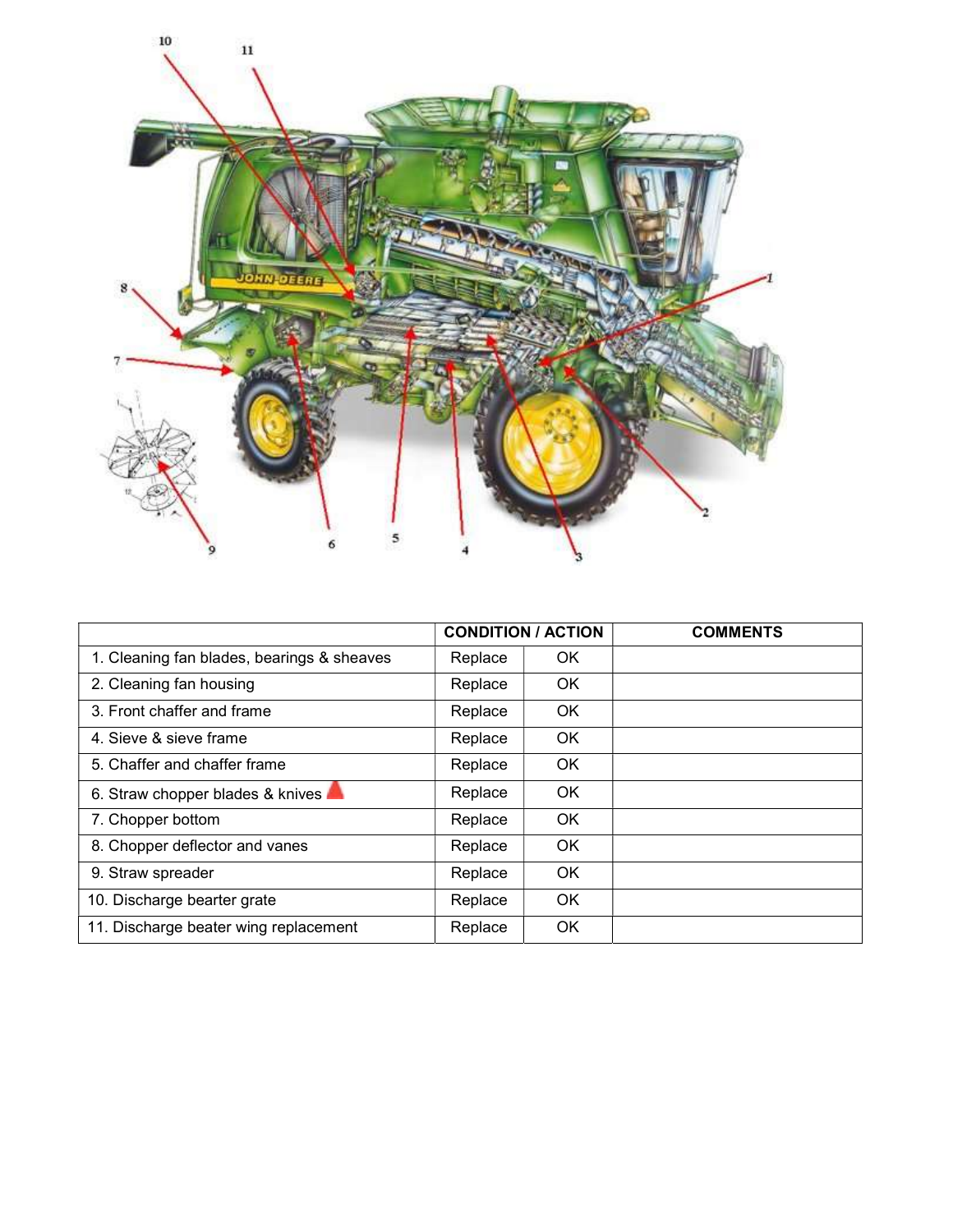| | CONDITION / ACTION | | COMMENTS |
|---|---|---|---|
| 1. Cleaning fan blades, bearings & sheaves | Replace | OK | |
| 2. Cleaning fan housing | Replace | OK | |
| 3. Front chaffer and frame | Replace | OK | |
| 4. Sieve & sieve frame | Replace | OK | |
| 5. Chaffer and chaffer frame | Replace | OK | |
| 6. Straw chopper blades & knives | Replace | OK | |
| 7. Chopper bottom | Replace | OK | |
| 8. Chopper deflector and vanes | Replace | OK | |
| 9. Straw spreader | Replace | OK | |
| 10. Discharge bearter grate | Replace | OK | |
| 11. Discharge beater wing replacement | Replace | OK | |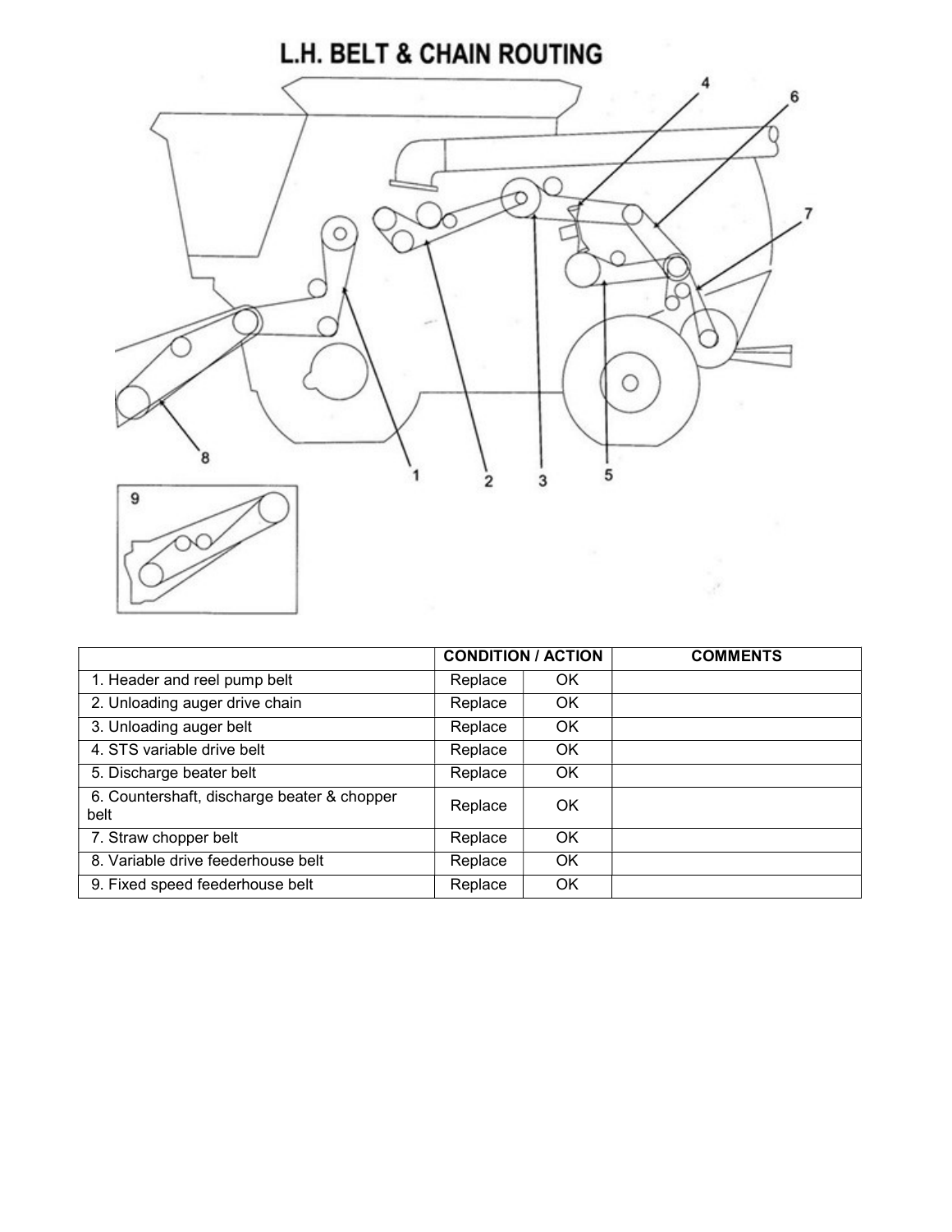# L.H. BELT & CHAIN ROUTING

| | CONDITION / ACTION | | COMMENTS |
|---|---|---|---|
| 1. Header and reel pump belt | Replace | OK | |
| 2. Unloading auger drive chain | Replace | OK | |
| 3. Unloading auger belt | Replace | OK | |
| 4. STS variable drive belt | Replace | OK | |
| 5. Discharge beater belt | Replace | OK | |
| 6. Countershaft, discharge beater & chopper belt | Replace | OK | |
| 7. Straw chopper belt | Replace | OK | |
| 8. Variable drive feederhouse belt | Replace | OK | |
| 9. Fixed speed feederhouse belt | Replace | OK | |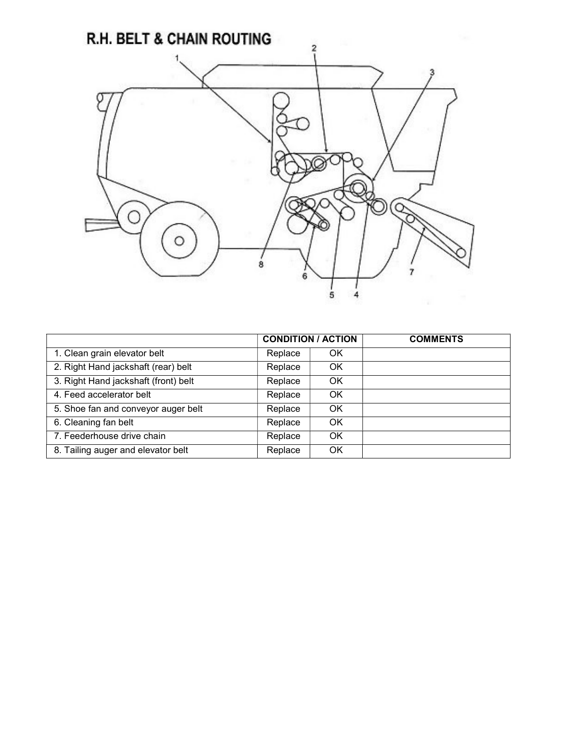## R.H. BELT & CHAIN ROUTING

| | CONDITION / ACTION | | COMMENTS |
|---|---|---|---|
| 1. Clean grain elevator belt | Replace | OK | |
| 2. Right Hand jackshaft (rear) belt | Replace | OK | |
| 3. Right Hand jackshaft (front) belt | Replace | OK | |
| 4. Feed accelerator belt | Replace | OK | |
| 5. Shoe fan and conveyor auger belt | Replace | OK | |
| 6. Cleaning fan belt | Replace | OK | |
| 7. Feederhouse drive chain | Replace | OK | |
| 8. Tailing auger and elevator belt | Replace | OK | |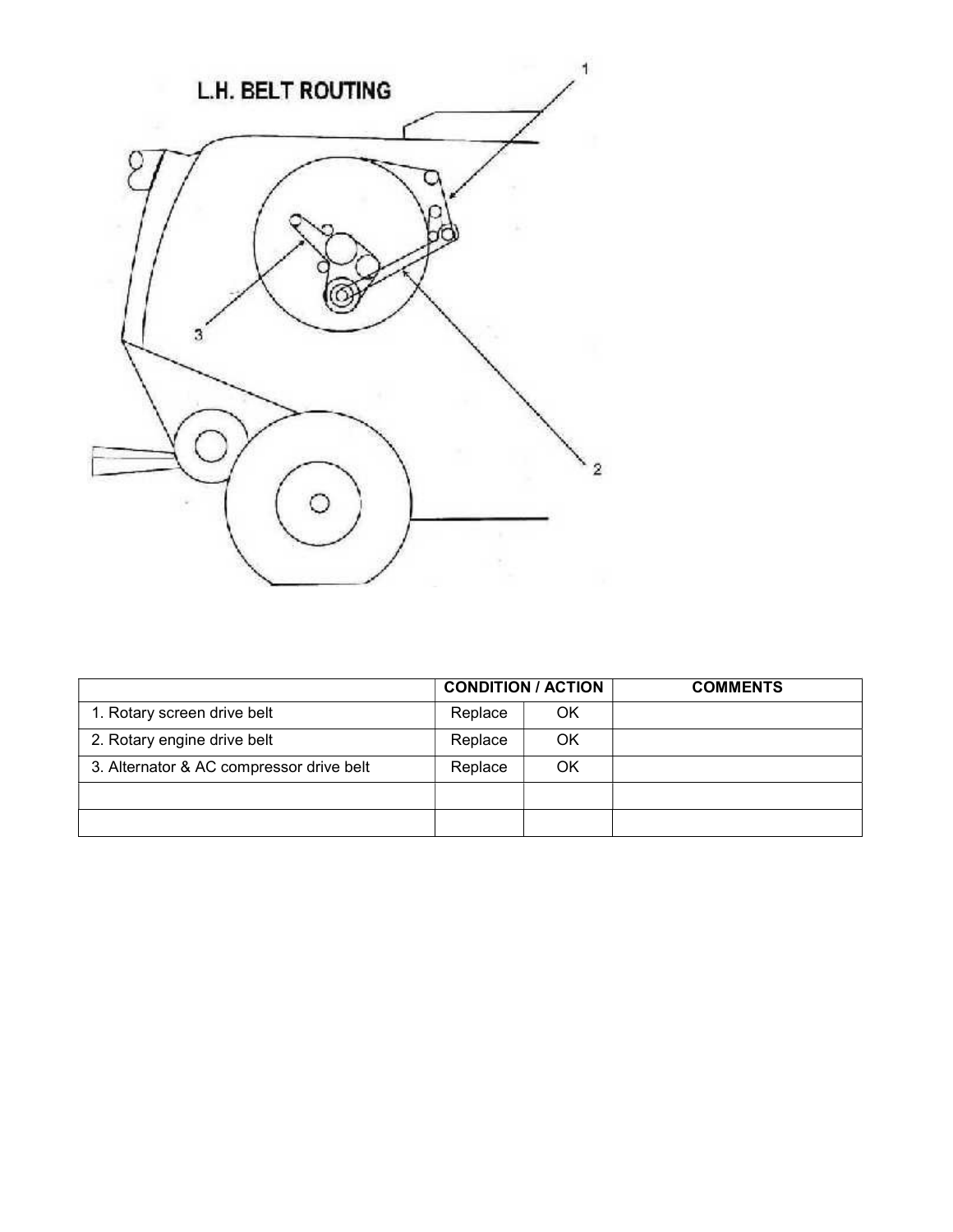## L.H. BELT ROUTING

| | CONDITION / ACTION | | COMMENTS |
|---|---|---|---|
| 1. Rotary screen drive belt | Replace | OK | |
| 2. Rotary engine drive belt | Replace | OK | |
| 3. Alternator & AC compressor drive belt | Replace | OK | |
| | | | |
| | | | |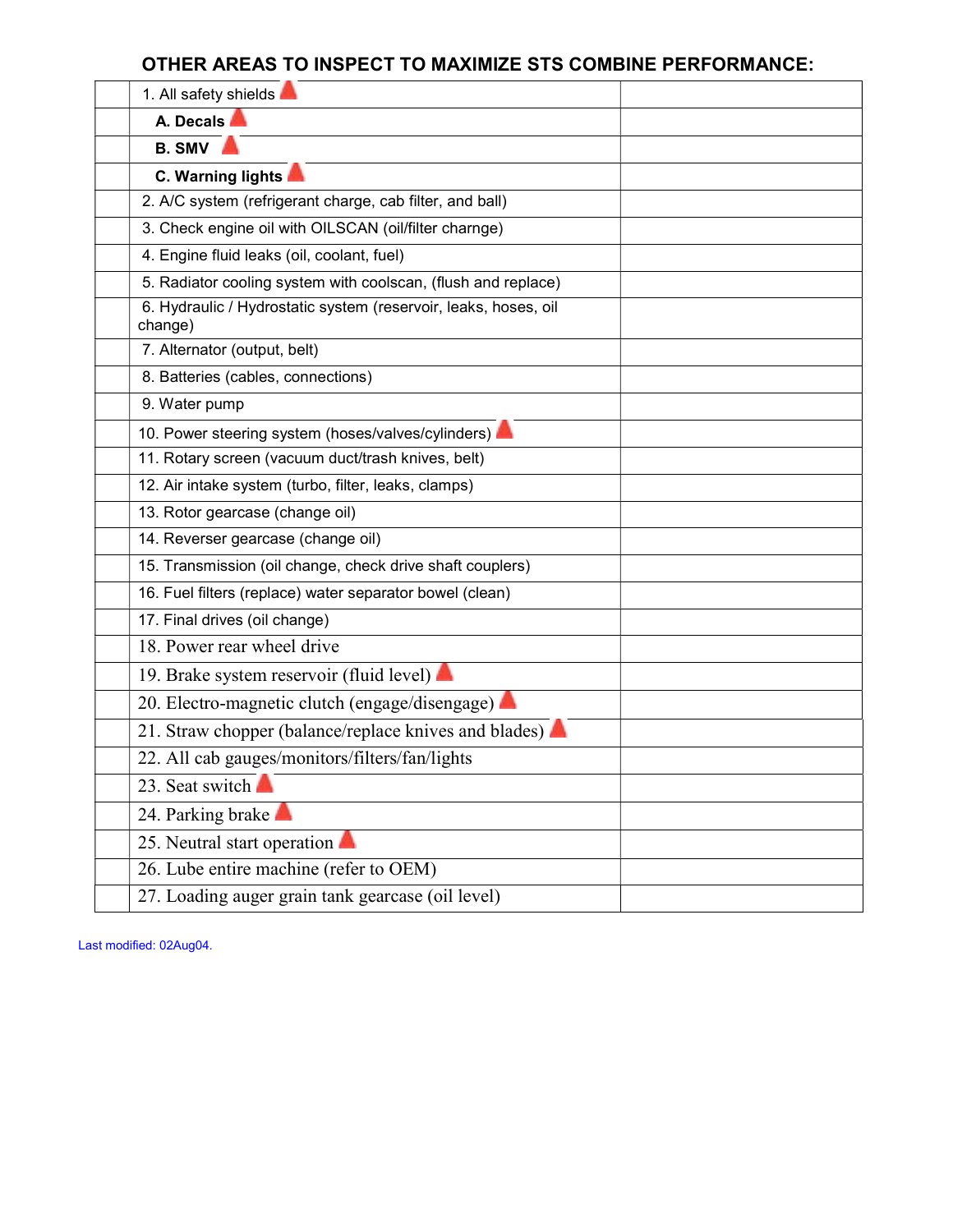## OTHER AREAS TO INSPECT TO MAXIMIZE STS COMBINE PERFORMANCE:

| | | |
|---|---|---|
| | 1. All safety shields | |
| | **A. Decals** | |
| | **B. SMV** | |
| | **C. Warning lights** | |
| | 2. A/C system (refrigerant charge, cab filter, and ball) | |
| | 3. Check engine oil with OILSCAN (oil/filter charnge) | |
| | 4. Engine fluid leaks (oil, coolant, fuel) | |
| | 5. Radiator cooling system with coolscan, (flush and replace) | |
| | 6. Hydraulic / Hydrostatic system (reservoir, leaks, hoses, oil change) | |
| | 7. Alternator (output, belt) | |
| | 8. Batteries (cables, connections) | |
| | 9. Water pump | |
| | 10. Power steering system (hoses/valves/cylinders) | |
| | 11. Rotary screen (vacuum duct/trash knives, belt) | |
| | 12. Air intake system (turbo, filter, leaks, clamps) | |
| | 13. Rotor gearcase (change oil) | |
| | 14. Reverser gearcase (change oil) | |
| | 15. Transmission (oil change, check drive shaft couplers) | |
| | 16. Fuel filters (replace) water separator bowel (clean) | |
| | 17. Final drives (oil change) | |
| | 18. Power rear wheel drive | |
| | 19. Brake system reservoir (fluid level) | |
| | 20. Electro-magnetic clutch (engage/disengage) | |
| | 21. Straw chopper (balance/replace knives and blades) | |
| | 22. All cab gauges/monitors/filters/fan/lights | |
| | 23. Seat switch | |
| | 24. Parking brake | |
| | 25. Neutral start operation | |
| | 26. Lube entire machine (refer to OEM) | |
| | 27. Loading auger grain tank gearcase (oil level) | |

Last modified: 02Aug04.